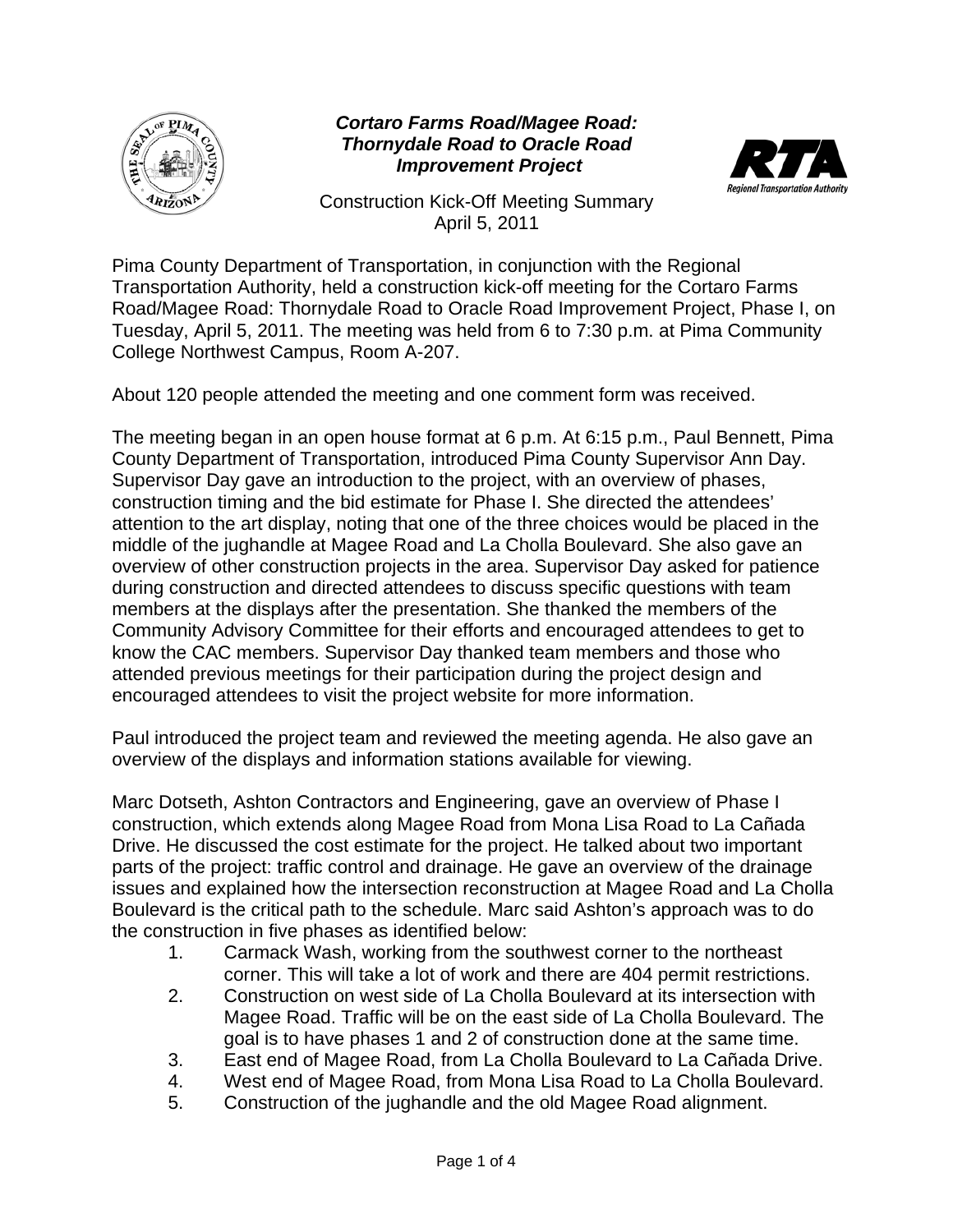# *Cortaro Farms Road/Magee Road: Thornydale Road to Oracle Road Improvement Project*

Construction Kick-Off Meeting Summary
April 5, 2011

Pima County Department of Transportation, in conjunction with the Regional Transportation Authority, held a construction kick-off meeting for the Cortaro Farms Road/Magee Road: Thornydale Road to Oracle Road Improvement Project, Phase I, on Tuesday, April 5, 2011. The meeting was held from 6 to 7:30 p.m. at Pima Community College Northwest Campus, Room A-207.

About 120 people attended the meeting and one comment form was received.

The meeting began in an open house format at 6 p.m. At 6:15 p.m., Paul Bennett, Pima County Department of Transportation, introduced Pima County Supervisor Ann Day. Supervisor Day gave an introduction to the project, with an overview of phases, construction timing and the bid estimate for Phase I. She directed the attendees' attention to the art display, noting that one of the three choices would be placed in the middle of the jughandle at Magee Road and La Cholla Boulevard. She also gave an overview of other construction projects in the area. Supervisor Day asked for patience during construction and directed attendees to discuss specific questions with team members at the displays after the presentation. She thanked the members of the Community Advisory Committee for their efforts and encouraged attendees to get to know the CAC members. Supervisor Day thanked team members and those who attended previous meetings for their participation during the project design and encouraged attendees to visit the project website for more information.

Paul introduced the project team and reviewed the meeting agenda. He also gave an overview of the displays and information stations available for viewing.

Marc Dotseth, Ashton Contractors and Engineering, gave an overview of Phase I construction, which extends along Magee Road from Mona Lisa Road to La Cañada Drive. He discussed the cost estimate for the project. He talked about two important parts of the project: traffic control and drainage. He gave an overview of the drainage issues and explained how the intersection reconstruction at Magee Road and La Cholla Boulevard is the critical path to the schedule. Marc said Ashton's approach was to do the construction in five phases as identified below:

1. Carmack Wash, working from the southwest corner to the northeast corner. This will take a lot of work and there are 404 permit restrictions.
2. Construction on west side of La Cholla Boulevard at its intersection with Magee Road. Traffic will be on the east side of La Cholla Boulevard. The goal is to have phases 1 and 2 of construction done at the same time.
3. East end of Magee Road, from La Cholla Boulevard to La Cañada Drive.
4. West end of Magee Road, from Mona Lisa Road to La Cholla Boulevard.
5. Construction of the jughandle and the old Magee Road alignment.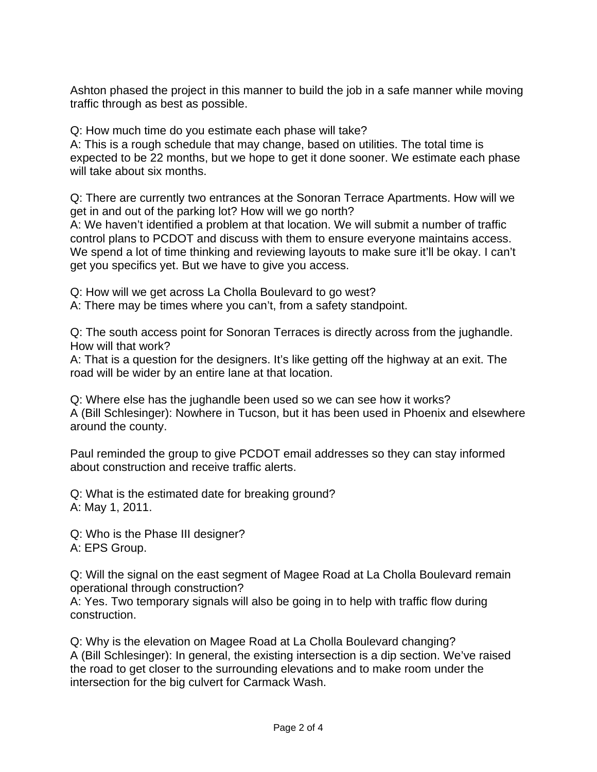Ashton phased the project in this manner to build the job in a safe manner while moving traffic through as best as possible.

Q: How much time do you estimate each phase will take?
A: This is a rough schedule that may change, based on utilities. The total time is expected to be 22 months, but we hope to get it done sooner. We estimate each phase will take about six months.

Q: There are currently two entrances at the Sonoran Terrace Apartments. How will we get in and out of the parking lot? How will we go north?
A: We haven't identified a problem at that location. We will submit a number of traffic control plans to PCDOT and discuss with them to ensure everyone maintains access. We spend a lot of time thinking and reviewing layouts to make sure it'll be okay. I can't get you specifics yet. But we have to give you access.

Q: How will we get across La Cholla Boulevard to go west?
A: There may be times where you can't, from a safety standpoint.

Q: The south access point for Sonoran Terraces is directly across from the jughandle. How will that work?
A: That is a question for the designers. It's like getting off the highway at an exit. The road will be wider by an entire lane at that location.

Q: Where else has the jughandle been used so we can see how it works?
A (Bill Schlesinger): Nowhere in Tucson, but it has been used in Phoenix and elsewhere around the county.

Paul reminded the group to give PCDOT email addresses so they can stay informed about construction and receive traffic alerts.

Q: What is the estimated date for breaking ground?
A: May 1, 2011.

Q: Who is the Phase III designer?
A: EPS Group.

Q: Will the signal on the east segment of Magee Road at La Cholla Boulevard remain operational through construction?
A: Yes. Two temporary signals will also be going in to help with traffic flow during construction.

Q: Why is the elevation on Magee Road at La Cholla Boulevard changing?
A (Bill Schlesinger): In general, the existing intersection is a dip section. We've raised the road to get closer to the surrounding elevations and to make room under the intersection for the big culvert for Carmack Wash.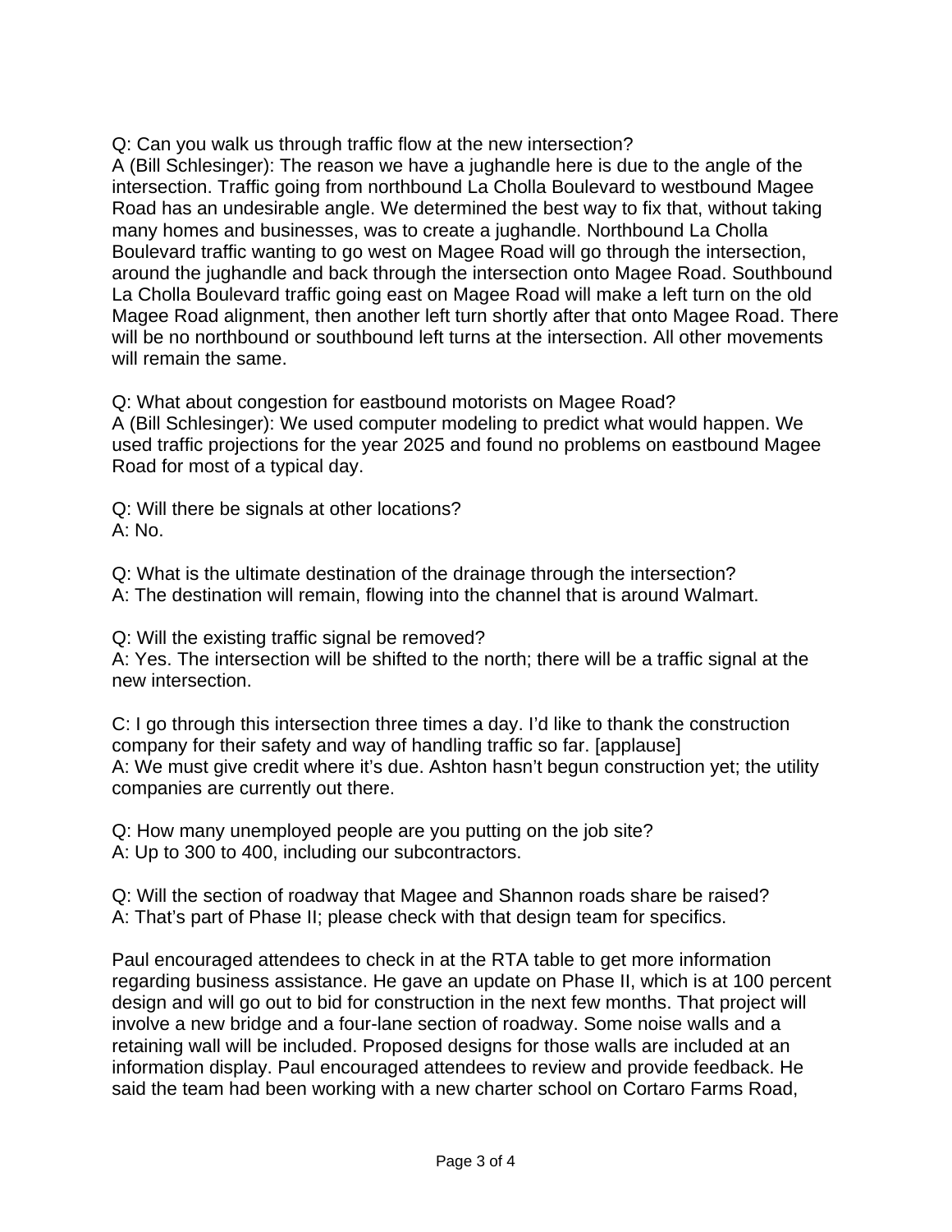Q: Can you walk us through traffic flow at the new intersection?
A (Bill Schlesinger): The reason we have a jughandle here is due to the angle of the intersection. Traffic going from northbound La Cholla Boulevard to westbound Magee Road has an undesirable angle. We determined the best way to fix that, without taking many homes and businesses, was to create a jughandle. Northbound La Cholla Boulevard traffic wanting to go west on Magee Road will go through the intersection, around the jughandle and back through the intersection onto Magee Road. Southbound La Cholla Boulevard traffic going east on Magee Road will make a left turn on the old Magee Road alignment, then another left turn shortly after that onto Magee Road. There will be no northbound or southbound left turns at the intersection. All other movements will remain the same.

Q: What about congestion for eastbound motorists on Magee Road?
A (Bill Schlesinger): We used computer modeling to predict what would happen. We used traffic projections for the year 2025 and found no problems on eastbound Magee Road for most of a typical day.

Q: Will there be signals at other locations?
A: No.

Q: What is the ultimate destination of the drainage through the intersection?
A: The destination will remain, flowing into the channel that is around Walmart.

Q: Will the existing traffic signal be removed?
A: Yes. The intersection will be shifted to the north; there will be a traffic signal at the new intersection.

C: I go through this intersection three times a day. I'd like to thank the construction company for their safety and way of handling traffic so far. [applause]
A: We must give credit where it's due. Ashton hasn't begun construction yet; the utility companies are currently out there.

Q: How many unemployed people are you putting on the job site?
A: Up to 300 to 400, including our subcontractors.

Q: Will the section of roadway that Magee and Shannon roads share be raised?
A: That's part of Phase II; please check with that design team for specifics.

Paul encouraged attendees to check in at the RTA table to get more information regarding business assistance. He gave an update on Phase II, which is at 100 percent design and will go out to bid for construction in the next few months. That project will involve a new bridge and a four-lane section of roadway. Some noise walls and a retaining wall will be included. Proposed designs for those walls are included at an information display. Paul encouraged attendees to review and provide feedback. He said the team had been working with a new charter school on Cortaro Farms Road,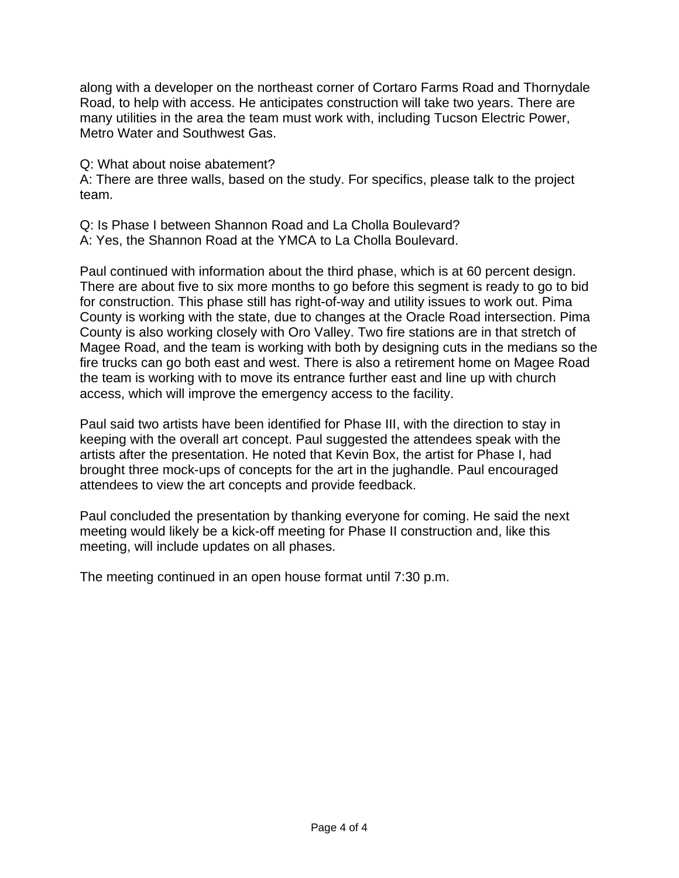along with a developer on the northeast corner of Cortaro Farms Road and Thornydale Road, to help with access. He anticipates construction will take two years. There are many utilities in the area the team must work with, including Tucson Electric Power, Metro Water and Southwest Gas.

Q: What about noise abatement?
A: There are three walls, based on the study. For specifics, please talk to the project team.

Q: Is Phase I between Shannon Road and La Cholla Boulevard?
A: Yes, the Shannon Road at the YMCA to La Cholla Boulevard.

Paul continued with information about the third phase, which is at 60 percent design. There are about five to six more months to go before this segment is ready to go to bid for construction. This phase still has right-of-way and utility issues to work out. Pima County is working with the state, due to changes at the Oracle Road intersection. Pima County is also working closely with Oro Valley. Two fire stations are in that stretch of Magee Road, and the team is working with both by designing cuts in the medians so the fire trucks can go both east and west. There is also a retirement home on Magee Road the team is working with to move its entrance further east and line up with church access, which will improve the emergency access to the facility.

Paul said two artists have been identified for Phase III, with the direction to stay in keeping with the overall art concept. Paul suggested the attendees speak with the artists after the presentation. He noted that Kevin Box, the artist for Phase I, had brought three mock-ups of concepts for the art in the jughandle. Paul encouraged attendees to view the art concepts and provide feedback.

Paul concluded the presentation by thanking everyone for coming. He said the next meeting would likely be a kick-off meeting for Phase II construction and, like this meeting, will include updates on all phases.

The meeting continued in an open house format until 7:30 p.m.